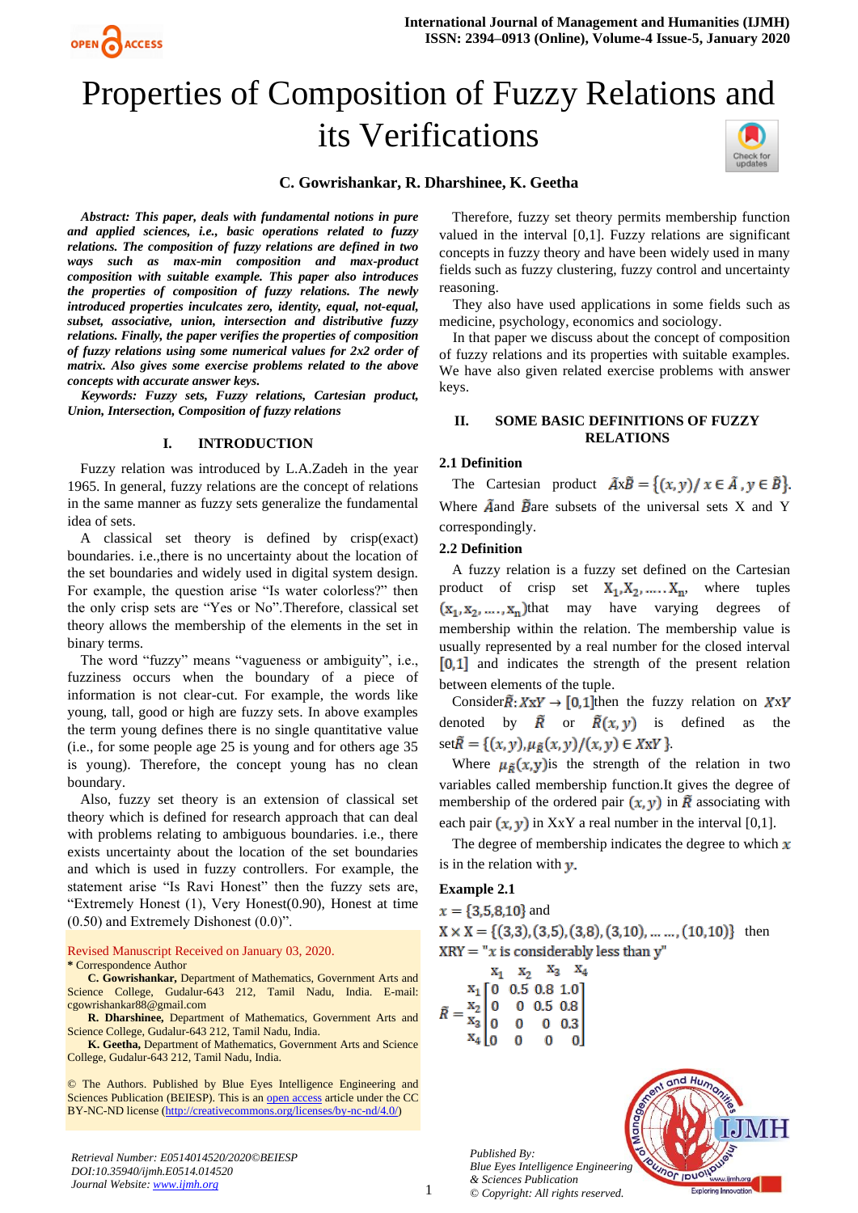# Properties of Composition of Fuzzy Relations and its Verifications

**C. Gowrishankar, R. Dharshinee, K. Geetha**

***Abstract:*** ***This paper, deals with fundamental notions in pure and applied sciences, i.e., basic operations related to fuzzy relations. The composition of fuzzy relations are defined in two ways such as max-min composition and max-product composition with suitable example. This paper also introduces the properties of composition of fuzzy relations. The newly introduced properties inculcates zero, identity, equal, not-equal, subset, associative, union, intersection and distributive fuzzy relations. Finally, the paper verifies the properties of composition of fuzzy relations using some numerical values for 2x2 order of matrix. Also gives some exercise problems related to the above concepts with accurate answer keys.***

***Keywords:*** ***Fuzzy sets, Fuzzy relations, Cartesian product, Union, Intersection, Composition of fuzzy relations***

## I. INTRODUCTION

Fuzzy relation was introduced by L.A.Zadeh in the year 1965. In general, fuzzy relations are the concept of relations in the same manner as fuzzy sets generalize the fundamental idea of sets.

A classical set theory is defined by crisp(exact) boundaries. i.e.,there is no uncertainty about the location of the set boundaries and widely used in digital system design. For example, the question arise "Is water colorless?" then the only crisp sets are "Yes or No".Therefore, classical set theory allows the membership of the elements in the set in binary terms.

The word "fuzzy" means "vagueness or ambiguity", i.e., fuzziness occurs when the boundary of a piece of information is not clear-cut. For example, the words like young, tall, good or high are fuzzy sets. In above examples the term young defines there is no single quantitative value (i.e., for some people age 25 is young and for others age 35 is young). Therefore, the concept young has no clean boundary.

Also, fuzzy set theory is an extension of classical set theory which is defined for research approach that can deal with problems relating to ambiguous boundaries. i.e., there exists uncertainty about the location of the set boundaries and which is used in fuzzy controllers. For example, the statement arise "Is Ravi Honest" then the fuzzy sets are, "Extremely Honest (1), Very Honest(0.90), Honest at time (0.50) and Extremely Dishonest (0.0)".

Revised Manuscript Received on January 03, 2020.

\* Correspondence Author

**C. Gowrishankar,** Department of Mathematics, Government Arts and Science College, Gudalur-643 212, Tamil Nadu, India. E-mail: cgowrishankar88@gmail.com

**R. Dharshinee,** Department of Mathematics, Government Arts and Science College, Gudalur-643 212, Tamil Nadu, India.

**K. Geetha,** Department of Mathematics, Government Arts and Science College, Gudalur-643 212, Tamil Nadu, India.

© The Authors. Published by Blue Eyes Intelligence Engineering and Sciences Publication (BEIESP). This is an open access article under the CC BY-NC-ND license (http://creativecommons.org/licenses/by-nc-nd/4.0/)

Therefore, fuzzy set theory permits membership function valued in the interval [0,1]. Fuzzy relations are significant concepts in fuzzy theory and have been widely used in many fields such as fuzzy clustering, fuzzy control and uncertainty reasoning.

They also have used applications in some fields such as medicine, psychology, economics and sociology.

In that paper we discuss about the concept of composition of fuzzy relations and its properties with suitable examples. We have also given related exercise problems with answer keys.

## II. SOME BASIC DEFINITIONS OF FUZZY RELATIONS

### 2.1 Definition

The Cartesian product $\tilde{A}x\tilde{B} = \{(x,y)/\, x \in \tilde{A}\,, y \in \tilde{B}\}$. Where $\tilde{A}$and $\tilde{B}$are subsets of the universal sets X and Y correspondingly.

### 2.2 Definition

A fuzzy relation is a fuzzy set defined on the Cartesian product of crisp set $X_1, X_2, \ldots .X_n$, where tuples $(x_1, x_2, \ldots, x_n)$that may have varying degrees of membership within the relation. The membership value is usually represented by a real number for the closed interval $[0,1]$ and indicates the strength of the present relation between elements of the tuple.

Consider$\tilde{R}: XxY \to [0,1]$then the fuzzy relation on $X$x$Y$ denoted by $\tilde{R}$ or $\tilde{R}(x,y)$ is defined as the set$\tilde{R} = \{(x,y), \mu_{\tilde{R}}(x,y)/(x,y) \in XxY\}$.

Where $\mu_{\tilde{R}}(x,y)$is the strength of the relation in two variables called membership function.It gives the degree of membership of the ordered pair $(x,y)$ in $\tilde{R}$ associating with each pair $(x,y)$ in XxY a real number in the interval [0,1].

The degree of membership indicates the degree to which $x$ is in the relation with $y$.

**Example 2.1**

$x = \{3,5,8,10\}$ and

$X \times X = \{(3,3),(3,5),(3,8),(3,10), \ldots \ldots, (10,10)\}$ then

XRY = "$x$ is considerably less than y"

$$\tilde{R} = \begin{array}{c} \\ x_1 \\ x_2 \\ x_3 \\ x_4 \end{array} \begin{array}{c} \begin{array}{cccc} x_1 & x_2 & x_3 & x_4 \end{array} \\ \begin{bmatrix} 0 & 0.5 & 0.8 & 1.0 \\ 0 & 0 & 0.5 & 0.8 \\ 0 & 0 & 0 & 0.3 \\ 0 & 0 & 0 & 0 \end{bmatrix} \end{array}$$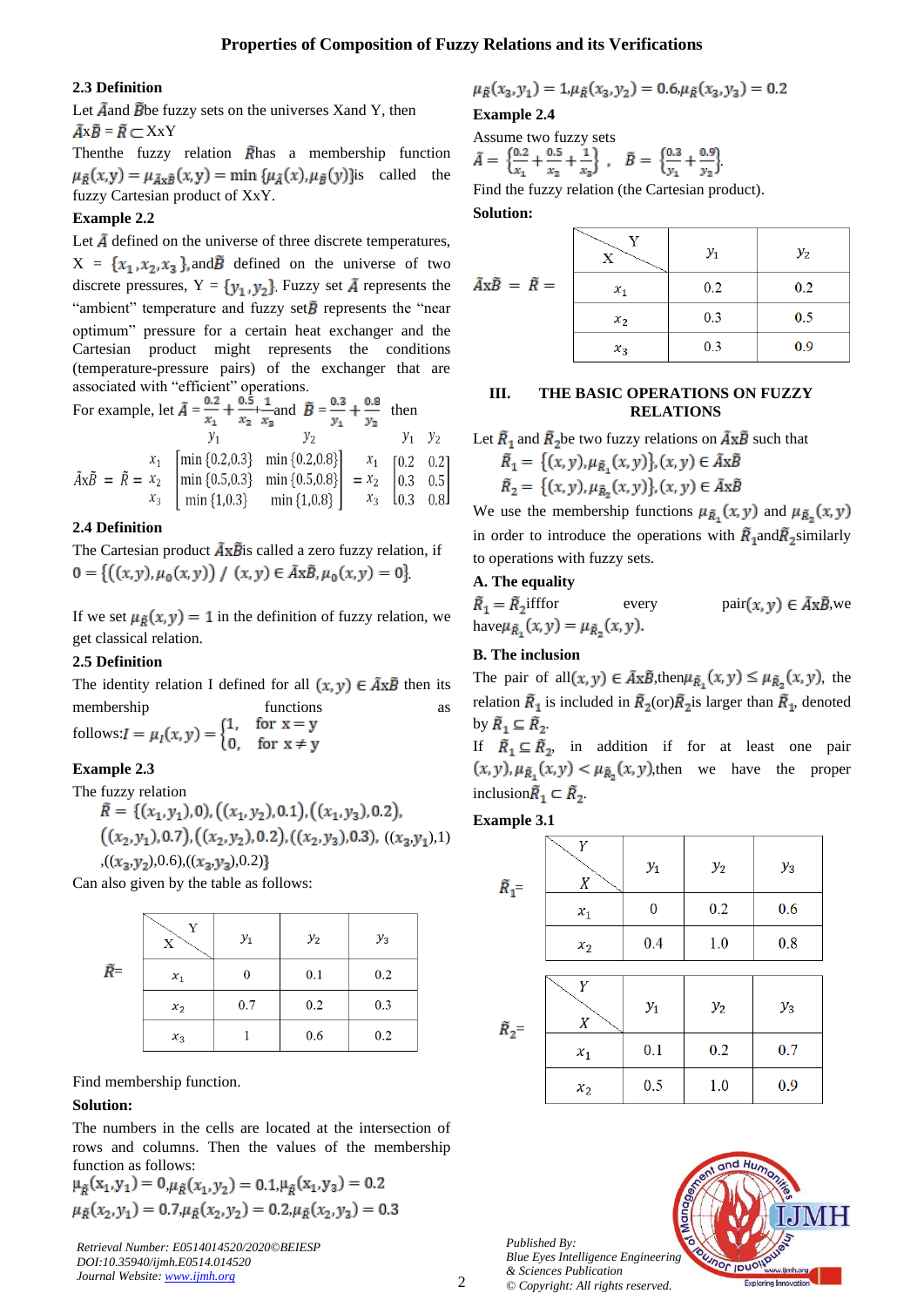### 2.3 Definition

Let $\tilde{A}$and $\tilde{B}$be fuzzy sets on the universes Xand Y, then

$\tilde{A}x\tilde{B} = \tilde{R} \subset XxY$

Thenthe fuzzy relation $\tilde{R}$has a membership function $\mu_{\tilde{R}}(x,y) = \mu_{\tilde{A}x\tilde{B}}(x,y) = \min\{\mu_{\tilde{A}}(x), \mu_{\tilde{B}}(y)\}$is called the fuzzy Cartesian product of XxY.

### Example 2.2

Let $\tilde{A}$ defined on the universe of three discrete temperatures, X = $\{x_1, x_2, x_3\}$,and$\tilde{B}$ defined on the universe of two discrete pressures, Y = $\{y_1, y_2\}$. Fuzzy set $\tilde{A}$ represents the "ambient" temperature and fuzzy set$\tilde{B}$ represents the "near optimum" pressure for a certain heat exchanger and the Cartesian product might represents the conditions (temperature-pressure pairs) of the exchanger that are associated with "efficient" operations.

For example, let $\tilde{A} = \frac{0.2}{x_1} + \frac{0.5}{x_2} + \frac{1}{x_3}$and $\tilde{B} = \frac{0.3}{y_1} + \frac{0.8}{y_2}$ then

$$\tilde{A}x\tilde{B} = \tilde{R} = \begin{matrix} & y_1 & y_2 \\ x_1 & \min\{0.2,0.3\} & \min\{0.2,0.8\} \\ x_2 & \min\{0.5,0.3\} & \min\{0.5,0.8\} \\ x_3 & \min\{1,0.3\} & \min\{1,0.8\} \end{matrix} = \begin{matrix} & y_1 & y_2 \\ x_1 & 0.2 & 0.2 \\ x_2 & 0.3 & 0.5 \\ x_3 & 0.3 & 0.8 \end{matrix}$$

### 2.4 Definition

The Cartesian product $\tilde{A}x\tilde{B}$is called a zero fuzzy relation, if $0 = \{((x,y), \mu_0(x,y)) \;/\; (x,y) \in \tilde{A}x\tilde{B}, \mu_0(x,y) = 0\}$.

If we set $\mu_{\tilde{R}}(x,y) = 1$ in the definition of fuzzy relation, we get classical relation.

### 2.5 Definition

The identity relation I defined for all $(x,y) \in \tilde{A}x\tilde{B}$ then its membership functions as follows:$I = \mu_I(x,y) = \begin{cases} 1, & \text{for } x = y \\ 0, & \text{for } x \neq y \end{cases}$

### Example 2.3

The fuzzy relation

$\tilde{R} = \{((x_1,y_1),0), ((x_1,y_2),0.1), ((x_1,y_3),0.2), ((x_2,y_1),0.7), ((x_2,y_2),0.2), ((x_2,y_3),0.3), ((x_3,y_1),1), ((x_3,y_2),0.6), ((x_3,y_3),0.2)\}$

Can also given by the table as follows:

$\tilde{R}$=

| X \ Y | $y_1$ | $y_2$ | $y_3$ |
|---|---|---|---|
| $x_1$ | 0 | 0.1 | 0.2 |
| $x_2$ | 0.7 | 0.2 | 0.3 |
| $x_3$ | 1 | 0.6 | 0.2 |

Find membership function.

**Solution:**

The numbers in the cells are located at the intersection of rows and columns. Then the values of the membership function as follows:

$\mu_{\tilde{R}}(x_1,y_1) = 0, \mu_{\tilde{R}}(x_1,y_2) = 0.1, \mu_{\tilde{R}}(x_1,y_3) = 0.2$

$\mu_{\tilde{R}}(x_2,y_1) = 0.7, \mu_{\tilde{R}}(x_2,y_2) = 0.2, \mu_{\tilde{R}}(x_2,y_3) = 0.3$

$\mu_{\tilde{R}}(x_3,y_1) = 1, \mu_{\tilde{R}}(x_3,y_2) = 0.6, \mu_{\tilde{R}}(x_3,y_3) = 0.2$

### Example 2.4

Assume two fuzzy sets

$\tilde{A} = \left\{\frac{0.2}{x_1} + \frac{0.5}{x_2} + \frac{1}{x_3}\right\}$ , $\tilde{B} = \left\{\frac{0.3}{y_1} + \frac{0.9}{y_2}\right\}$.

Find the fuzzy relation (the Cartesian product).

**Solution:**

$\tilde{A}x\tilde{B} = \tilde{R} =$

| X \ Y | $y_1$ | $y_2$ |
|---|---|---|
| $x_1$ | 0.2 | 0.2 |
| $x_2$ | 0.3 | 0.5 |
| $x_3$ | 0.3 | 0.9 |

## III. THE BASIC OPERATIONS ON FUZZY RELATIONS

Let $\tilde{R}_1$ and $\tilde{R}_2$be two fuzzy relations on $\tilde{A}x\tilde{B}$ such that

$\tilde{R}_1 = \{(x,y), \mu_{\tilde{R}_1}(x,y)\}, (x,y) \in \tilde{A}x\tilde{B}$

$\tilde{R}_2 = \{(x,y), \mu_{\tilde{R}_2}(x,y)\}, (x,y) \in \tilde{A}x\tilde{B}$

We use the membership functions $\mu_{\tilde{R}_1}(x,y)$ and $\mu_{\tilde{R}_2}(x,y)$ in order to introduce the operations with $\tilde{R}_1$and$\tilde{R}_2$similarly to operations with fuzzy sets.

### A. The equality

$\tilde{R}_1 = \tilde{R}_2$ifffor every pair$(x,y) \in \tilde{A}x\tilde{B}$,we have$\mu_{\tilde{R}_1}(x,y) = \mu_{\tilde{R}_2}(x,y)$.

### B. The inclusion

The pair of all$(x,y) \in \tilde{A}x\tilde{B}$,then$\mu_{\tilde{R}_1}(x,y) \leq \mu_{\tilde{R}_2}(x,y)$, the relation $\tilde{R}_1$ is included in $\tilde{R}_2$(or)$\tilde{R}_2$is larger than $\tilde{R}_1$, denoted by $\tilde{R}_1 \subseteq \tilde{R}_2$.

If $\tilde{R}_1 \subseteq \tilde{R}_2$, in addition if for at least one pair $(x,y), \mu_{\tilde{R}_1}(x,y) < \mu_{\tilde{R}_2}(x,y)$,then we have the proper inclusion$\tilde{R}_1 \subset \tilde{R}_2$.

### Example 3.1

$\tilde{R}_1$=

| X \ Y | $y_1$ | $y_2$ | $y_3$ |
|---|---|---|---|
| $x_1$ | 0 | 0.2 | 0.6 |
| $x_2$ | 0.4 | 1.0 | 0.8 |

$\tilde{R}_2$=

| X \ Y | $y_1$ | $y_2$ | $y_3$ |
|---|---|---|---|
| $x_1$ | 0.1 | 0.2 | 0.7 |
| $x_2$ | 0.5 | 1.0 | 0.9 |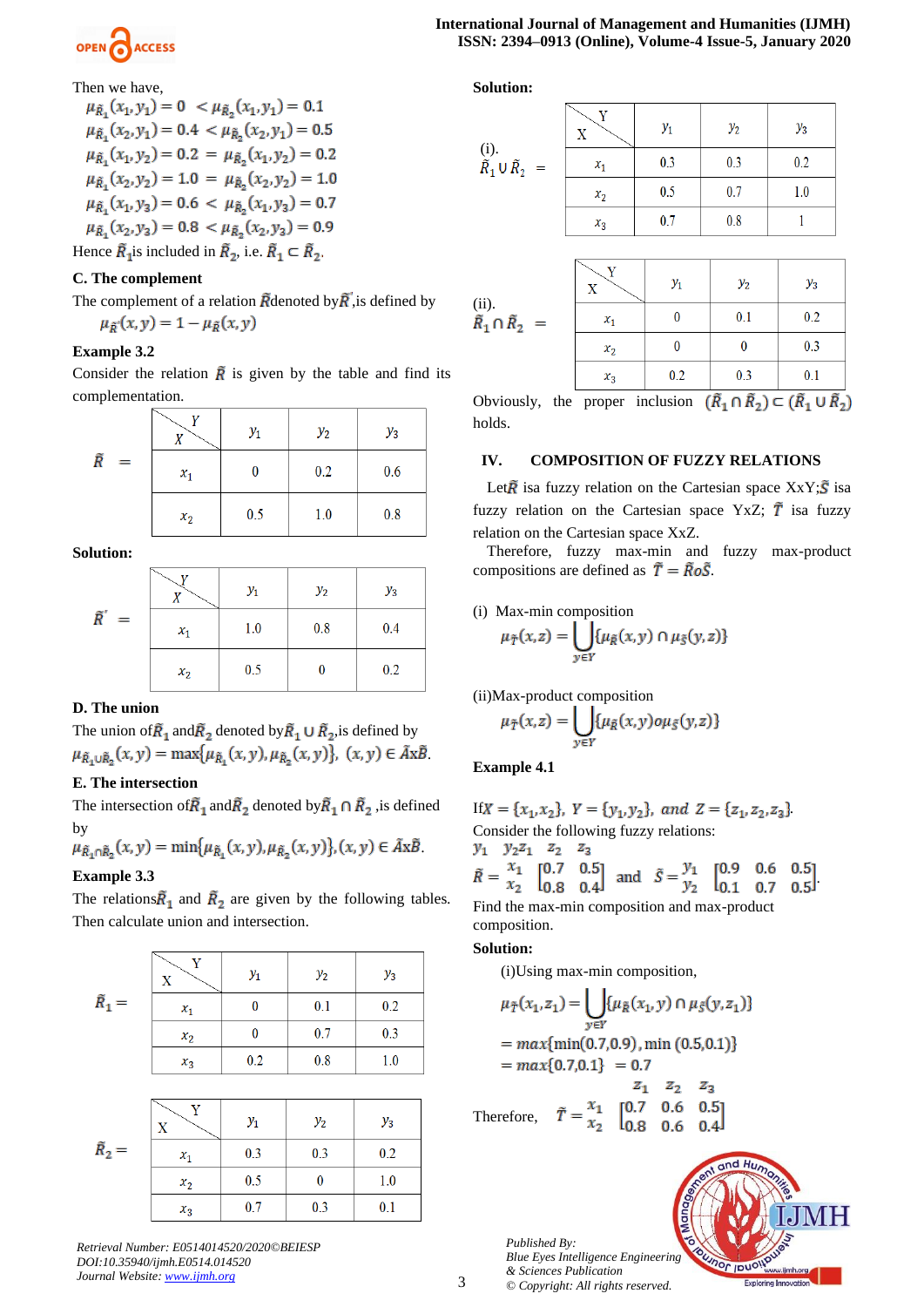Then we have,

$\mu_{\tilde{R}_1}(x_1,y_1) = 0 \; < \mu_{\tilde{R}_2}(x_1,y_1) = 0.1$

$\mu_{\tilde{R}_1}(x_2,y_1) = 0.4 < \mu_{\tilde{R}_2}(x_2,y_1) = 0.5$

$\mu_{\tilde{R}_1}(x_1,y_2) = 0.2 \; = \; \mu_{\tilde{R}_2}(x_1,y_2) = 0.2$

$\mu_{\tilde{R}_1}(x_2,y_2) = 1.0 \; = \; \mu_{\tilde{R}_2}(x_2,y_2) = 1.0$

$\mu_{\tilde{R}_1}(x_1,y_3) = 0.6 \; < \; \mu_{\tilde{R}_2}(x_1,y_3) = 0.7$

$\mu_{\tilde{R}_1}(x_2,y_3) = 0.8 \; < \mu_{\tilde{R}_2}(x_2,y_3) = 0.9$

Hence $\tilde{R}_1$is included in $\tilde{R}_2$, i.e. $\tilde{R}_1 \subset \tilde{R}_2$.

### C. The complement

The complement of a relation $\tilde{R}$denoted by$\tilde{R}'$,is defined by

$$\mu_{\tilde{R}'}(x,y) = 1 - \mu_{\tilde{R}}(x,y)$$

**Example 3.2**

Consider the relation $\tilde{R}$ is given by the table and find its complementation.

$\tilde{R}$ =

| X \ Y | $y_1$ | $y_2$ | $y_3$ |
|---|---|---|---|
| $x_1$ | 0 | 0.2 | 0.6 |
| $x_2$ | 0.5 | 1.0 | 0.8 |

**Solution:**

$\tilde{R}'$ =

| X \ Y | $y_1$ | $y_2$ | $y_3$ |
|---|---|---|---|
| $x_1$ | 1.0 | 0.8 | 0.4 |
| $x_2$ | 0.5 | 0 | 0.2 |

### D. The union

The union of$\tilde{R}_1$ and$\tilde{R}_2$ denoted by$\tilde{R}_1 \cup \tilde{R}_2$,is defined by

$\mu_{\tilde{R}_1 \cup \tilde{R}_2}(x,y) = \max\{\mu_{\tilde{R}_1}(x,y), \mu_{\tilde{R}_2}(x,y)\}, \; (x,y) \in \tilde{A}x\tilde{B}$.

### E. The intersection

The intersection of$\tilde{R}_1$ and$\tilde{R}_2$ denoted by$\tilde{R}_1 \cap \tilde{R}_2$ ,is defined by

$\mu_{\tilde{R}_1 \cap \tilde{R}_2}(x,y) = \min\{\mu_{\tilde{R}_1}(x,y), \mu_{\tilde{R}_2}(x,y)\}, (x,y) \in \tilde{A}x\tilde{B}$.

**Example 3.3**

The relations$\tilde{R}_1$ and $\tilde{R}_2$ are given by the following tables. Then calculate union and intersection.

$\tilde{R}_1$ =

| X \ Y | $y_1$ | $y_2$ | $y_3$ |
|---|---|---|---|
| $x_1$ | 0 | 0.1 | 0.2 |
| $x_2$ | 0 | 0.7 | 0.3 |
| $x_3$ | 0.2 | 0.8 | 1.0 |

$\tilde{R}_2$ =

| X \ Y | $y_1$ | $y_2$ | $y_3$ |
|---|---|---|---|
| $x_1$ | 0.3 | 0.3 | 0.2 |
| $x_2$ | 0.5 | 0 | 1.0 |
| $x_3$ | 0.7 | 0.3 | 0.1 |

**Solution:**

(i). $\tilde{R}_1 \cup \tilde{R}_2$ =

| X \ Y | $y_1$ | $y_2$ | $y_3$ |
|---|---|---|---|
| $x_1$ | 0.3 | 0.3 | 0.2 |
| $x_2$ | 0.5 | 0.7 | 1.0 |
| $x_3$ | 0.7 | 0.8 | 1 |

(ii). $\tilde{R}_1 \cap \tilde{R}_2$ =

| X \ Y | $y_1$ | $y_2$ | $y_3$ |
|---|---|---|---|
| $x_1$ | 0 | 0.1 | 0.2 |
| $x_2$ | 0 | 0 | 0.3 |
| $x_3$ | 0.2 | 0.3 | 0.1 |

Obviously, the proper inclusion $(\tilde{R}_1 \cap \tilde{R}_2) \subset (\tilde{R}_1 \cup \tilde{R}_2)$ holds.

## IV. COMPOSITION OF FUZZY RELATIONS

Let$\tilde{R}$ isa fuzzy relation on the Cartesian space XxY;$\tilde{S}$ isa fuzzy relation on the Cartesian space YxZ; $\tilde{T}$ isa fuzzy relation on the Cartesian space XxZ.

Therefore, fuzzy max-min and fuzzy max-product compositions are defined as $\tilde{T} = \tilde{R}o\tilde{S}$.

(i) Max-min composition

$$\mu_{\tilde{T}}(x,z) = \bigcup_{y \in Y}\{\mu_{\tilde{R}}(x,y) \cap \mu_{\tilde{S}}(y,z)\}$$

(ii)Max-product composition

$$\mu_{\tilde{T}}(x,z) = \bigcup_{y \in Y}\{\mu_{\tilde{R}}(x,y) o \mu_{\tilde{S}}(y,z)\}$$

**Example 4.1**

If$X = \{x_1,x_2\}$, $Y = \{y_1,y_2\}$, $and \; Z = \{z_1,z_2,z_3\}$.

Consider the following fuzzy relations:

$$\tilde{R} = \begin{array}{c} \\ x_1 \\ x_2 \end{array}\begin{array}{c} y_1 \quad y_2 \\ \begin{bmatrix} 0.7 & 0.5 \\ 0.8 & 0.4 \end{bmatrix}\end{array} \text{ and } \tilde{S} = \begin{array}{c} \\ y_1 \\ y_2 \end{array}\begin{array}{c} z_1 \quad z_2 \quad z_3 \\ \begin{bmatrix} 0.9 & 0.6 & 0.5 \\ 0.1 & 0.7 & 0.5 \end{bmatrix}\end{array}.$$

Find the max-min composition and max-product composition.

**Solution:**

(i)Using max-min composition,

$$\mu_{\tilde{T}}(x_1,z_1) = \bigcup_{y \in Y}\{\mu_{\tilde{R}}(x_1,y) \cap \mu_{\tilde{S}}(y,z_1)\}$$

$$= max\{\min(0.7,0.9), \min(0.5,0.1)\}$$

$$= max\{0.7,0.1\} \; = 0.7$$

Therefore, $$\tilde{T} = \begin{array}{c} \\ x_1 \\ x_2 \end{array}\begin{array}{c} z_1 \quad z_2 \quad z_3 \\ \begin{bmatrix} 0.7 & 0.6 & 0.5 \\ 0.8 & 0.6 & 0.4 \end{bmatrix}\end{array}$$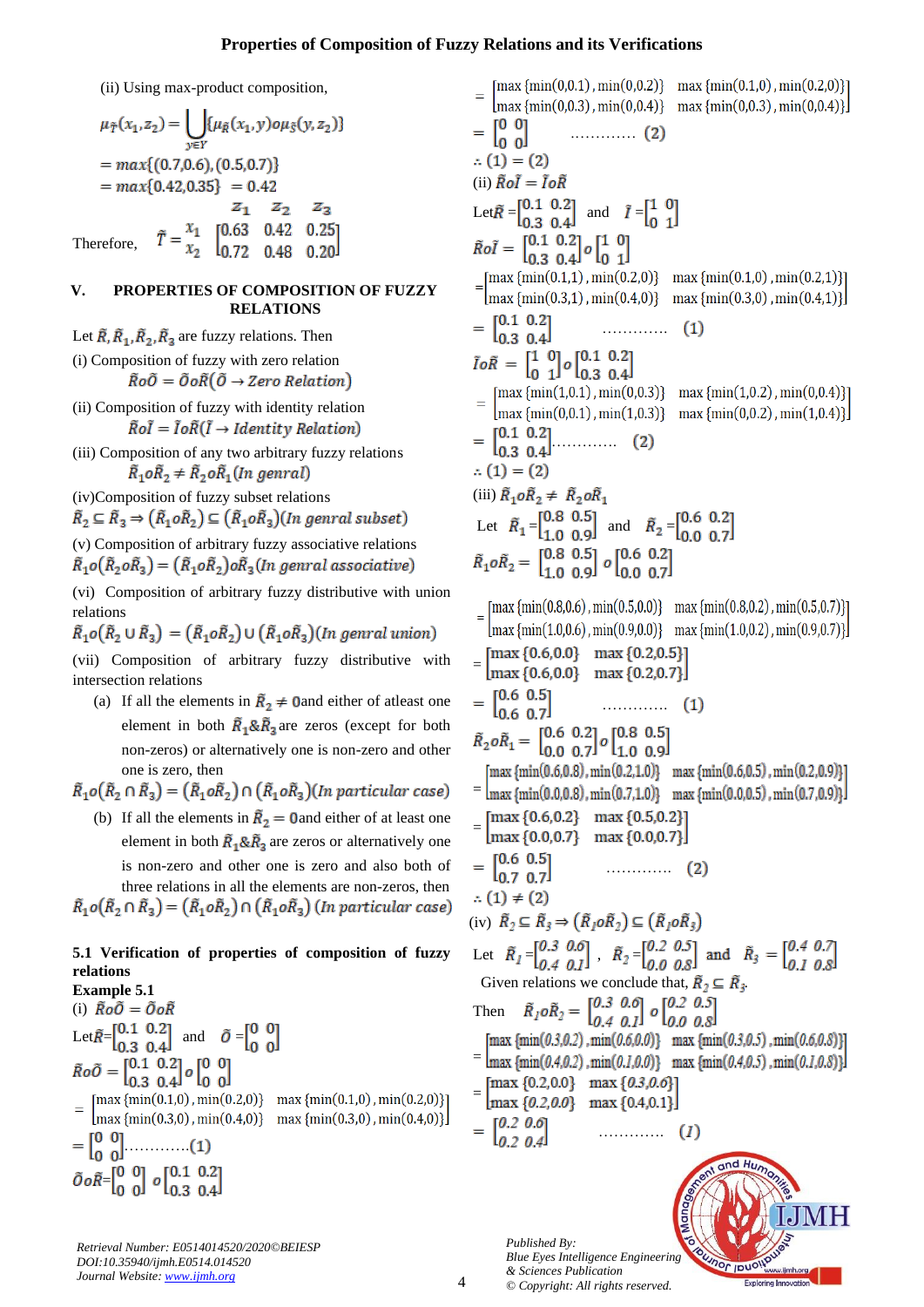(ii) Using max-product composition,

$$\mu_{\tilde{T}}(x_1, z_2) = \bigcup_{y \in Y} \{\mu_{\tilde{R}}(x_1, y) o \mu_{\tilde{S}}(y, z_2)\}$$

$$= max\{(0.7,0.6),(0.5,0.7)\}$$

$$= max\{0.42, 0.35\} = 0.42$$

Therefore,

$$\tilde{T} = \begin{matrix} & z_1 & z_2 & z_3 \\ x_1 & 0.63 & 0.42 & 0.25 \\ x_2 & 0.72 & 0.48 & 0.20 \end{matrix}$$

## V. PROPERTIES OF COMPOSITION OF FUZZY RELATIONS

Let $\tilde{R}, \tilde{R}_1, \tilde{R}_2, \tilde{R}_3$ are fuzzy relations. Then

(i) Composition of fuzzy with zero relation

$$\tilde{R}o\tilde{O} = \tilde{O}o\tilde{R}(\tilde{O} \to Zero\ Relation)$$

(ii) Composition of fuzzy with identity relation

$$\tilde{R}o\tilde{I} = \tilde{I}o\tilde{R}(\tilde{I} \to Identity\ Relation)$$

(iii) Composition of any two arbitrary fuzzy relations

$$\tilde{R}_1 o\tilde{R}_2 \neq \tilde{R}_2 o\tilde{R}_1 (In\ genral)$$

(iv)Composition of fuzzy subset relations

$$\tilde{R}_2 \subseteq \tilde{R}_3 \Rightarrow (\tilde{R}_1 o\tilde{R}_2) \subseteq (\tilde{R}_1 o\tilde{R}_3)(In\ genral\ subset)$$

(v) Composition of arbitrary fuzzy associative relations

$$\tilde{R}_1 o(\tilde{R}_2 o\tilde{R}_3) = (\tilde{R}_1 o\tilde{R}_2)o\tilde{R}_3 (In\ genral\ associative)$$

(vi) Composition of arbitrary fuzzy distributive with union relations

$$\tilde{R}_1 o(\tilde{R}_2 \cup \tilde{R}_3) = (\tilde{R}_1 o\tilde{R}_2) \cup (\tilde{R}_1 o\tilde{R}_3)(In\ genral\ union)$$

(vii) Composition of arbitrary fuzzy distributive with intersection relations

(a) If all the elements in $\tilde{R}_2 \neq 0$and either of atleast one element in both $\tilde{R}_1 \& \tilde{R}_3$are zeros (except for both non-zeros) or alternatively one is non-zero and other one is zero, then

$$\tilde{R}_1 o(\tilde{R}_2 \cap \tilde{R}_3) = (\tilde{R}_1 o\tilde{R}_2) \cap (\tilde{R}_1 o\tilde{R}_3)(In\ particular\ case)$$

(b) If all the elements in $\tilde{R}_2 = 0$and either of at least one element in both $\tilde{R}_1 \& \tilde{R}_3$ are zeros or alternatively one is non-zero and other one is zero and also both of three relations in all the elements are non-zeros, then

$$\tilde{R}_1 o(\tilde{R}_2 \cap \tilde{R}_3) = (\tilde{R}_1 o\tilde{R}_2) \cap (\tilde{R}_1 o\tilde{R}_3)\ (In\ particular\ case)$$

### 5.1 Verification of properties of composition of fuzzy relations

**Example 5.1**

(i) $\tilde{R}o\tilde{O} = \tilde{O}o\tilde{R}$

Let$\tilde{R} = \begin{bmatrix} 0.1 & 0.2 \\ 0.3 & 0.4 \end{bmatrix}$ and $\tilde{O} = \begin{bmatrix} 0 & 0 \\ 0 & 0 \end{bmatrix}$

$$\tilde{R}o\tilde{O} = \begin{bmatrix} 0.1 & 0.2 \\ 0.3 & 0.4 \end{bmatrix} o \begin{bmatrix} 0 & 0 \\ 0 & 0 \end{bmatrix}$$

$$= \begin{bmatrix} \max\{\min(0.1,0),\min(0.2,0)\} & \max\{\min(0.1,0),\min(0.2,0)\} \\ \max\{\min(0.3,0),\min(0.4,0)\} & \max\{\min(0.3,0),\min(0.4,0)\} \end{bmatrix}$$

$$= \begin{bmatrix} 0 & 0 \\ 0 & 0 \end{bmatrix} \ldots\ldots\ldots\ldots(1)$$

$$\tilde{O}o\tilde{R} = \begin{bmatrix} 0 & 0 \\ 0 & 0 \end{bmatrix} o \begin{bmatrix} 0.1 & 0.2 \\ 0.3 & 0.4 \end{bmatrix}$$

$$= \begin{bmatrix} \max\{\min(0,0.1),\min(0,0.2)\} & \max\{\min(0.1,0),\min(0.2,0)\} \\ \max\{\min(0,0.3),\min(0,0.4)\} & \max\{\min(0,0.3),\min(0,0.4)\} \end{bmatrix}$$

$$= \begin{bmatrix} 0 & 0 \\ 0 & 0 \end{bmatrix} \ldots\ldots\ldots\ldots(2)$$

$\therefore (1) = (2)$

(ii) $\tilde{R}o\tilde{I} = \tilde{I}o\tilde{R}$

Let$\tilde{R} = \begin{bmatrix} 0.1 & 0.2 \\ 0.3 & 0.4 \end{bmatrix}$ and $\tilde{I} = \begin{bmatrix} 1 & 0 \\ 0 & 1 \end{bmatrix}$

$$\tilde{R}o\tilde{I} = \begin{bmatrix} 0.1 & 0.2 \\ 0.3 & 0.4 \end{bmatrix} o \begin{bmatrix} 1 & 0 \\ 0 & 1 \end{bmatrix}$$

$$= \begin{bmatrix} \max\{\min(0.1,1),\min(0.2,0)\} & \max\{\min(0.1,0),\min(0.2,1)\} \\ \max\{\min(0.3,1),\min(0.4,0)\} & \max\{\min(0.3,0),\min(0.4,1)\} \end{bmatrix}$$

$$= \begin{bmatrix} 0.1 & 0.2 \\ 0.3 & 0.4 \end{bmatrix} \ldots\ldots\ldots\ldots(1)$$

$$\tilde{I}o\tilde{R} = \begin{bmatrix} 1 & 0 \\ 0 & 1 \end{bmatrix} o \begin{bmatrix} 0.1 & 0.2 \\ 0.3 & 0.4 \end{bmatrix}$$

$$= \begin{bmatrix} \max\{\min(1,0.1),\min(0,0.3)\} & \max\{\min(1,0.2),\min(0,0.4)\} \\ \max\{\min(0,0.1),\min(1,0.3)\} & \max\{\min(0,0.2),\min(1,0.4)\} \end{bmatrix}$$

$$= \begin{bmatrix} 0.1 & 0.2 \\ 0.3 & 0.4 \end{bmatrix} \ldots\ldots\ldots\ldots(2)$$

$\therefore (1) = (2)$

(iii) $\tilde{R}_1 o\tilde{R}_2 \neq \tilde{R}_2 o\tilde{R}_1$

Let $\tilde{R}_1 = \begin{bmatrix} 0.8 & 0.5 \\ 1.0 & 0.9 \end{bmatrix}$ and $\tilde{R}_2 = \begin{bmatrix} 0.6 & 0.2 \\ 0.0 & 0.7 \end{bmatrix}$

$$\tilde{R}_1 o\tilde{R}_2 = \begin{bmatrix} 0.8 & 0.5 \\ 1.0 & 0.9 \end{bmatrix} o \begin{bmatrix} 0.6 & 0.2 \\ 0.0 & 0.7 \end{bmatrix}$$

$$= \begin{bmatrix} \max\{\min(0.8,0.6),\min(0.5,0.0)\} & \max\{\min(0.8,0.2),\min(0.5,0.7)\} \\ \max\{\min(1.0,0.6),\min(0.9,0.0)\} & \max\{\min(1.0,0.2),\min(0.9,0.7)\} \end{bmatrix}$$

$$= \begin{bmatrix} \max\{0.6,0.0\} & \max\{0.2,0.5\} \\ \max\{0.6,0.0\} & \max\{0.2,0.7\} \end{bmatrix}$$

$$= \begin{bmatrix} 0.6 & 0.5 \\ 0.6 & 0.7 \end{bmatrix} \ldots\ldots\ldots\ldots(1)$$

$$\tilde{R}_2 o\tilde{R}_1 = \begin{bmatrix} 0.6 & 0.2 \\ 0.0 & 0.7 \end{bmatrix} o \begin{bmatrix} 0.8 & 0.5 \\ 1.0 & 0.9 \end{bmatrix}$$

$$= \begin{bmatrix} \max\{\min(0.6,0.8),\min(0.2,1.0)\} & \max\{\min(0.6,0.5),\min(0.2,0.9)\} \\ \max\{\min(0.0,0.8),\min(0.7,1.0)\} & \max\{\min(0.0,0.5),\min(0.7,0.9)\} \end{bmatrix}$$

$$= \begin{bmatrix} \max\{0.6,0.2\} & \max\{0.5,0.2\} \\ \max\{0.0,0.7\} & \max\{0.0,0.7\} \end{bmatrix}$$

$$= \begin{bmatrix} 0.6 & 0.5 \\ 0.7 & 0.7 \end{bmatrix} \ldots\ldots\ldots\ldots(2)$$

$\therefore (1) \neq (2)$

(iv) $\tilde{R}_2 \subseteq \tilde{R}_3 \Rightarrow (\tilde{R}_1 o\tilde{R}_2) \subseteq (\tilde{R}_1 o\tilde{R}_3)$

Let $\tilde{R}_1 = \begin{bmatrix} 0.3 & 0.6 \\ 0.4 & 0.1 \end{bmatrix}$, $\tilde{R}_2 = \begin{bmatrix} 0.2 & 0.5 \\ 0.0 & 0.8 \end{bmatrix}$ and $\tilde{R}_3 = \begin{bmatrix} 0.4 & 0.7 \\ 0.1 & 0.8 \end{bmatrix}$

Given relations we conclude that, $\tilde{R}_2 \subseteq \tilde{R}_3$.

Then $\tilde{R}_1 o\tilde{R}_2 = \begin{bmatrix} 0.3 & 0.6 \\ 0.4 & 0.1 \end{bmatrix} o \begin{bmatrix} 0.2 & 0.5 \\ 0.0 & 0.8 \end{bmatrix}$

$$= \begin{bmatrix} \max\{\min(0.3,0.2),\min(0.6,0.0)\} & \max\{\min(0.3,0.5),\min(0.6,0.8)\} \\ \max\{\min(0.4,0.2),\min(0.1,0.0)\} & \max\{\min(0.4,0.5),\min(0.1,0.8)\} \end{bmatrix}$$

$$= \begin{bmatrix} \max\{0.2,0.0\} & \max\{0.3,0.6\} \\ \max\{0.2,0.0\} & \max\{0.4,0.1\} \end{bmatrix}$$

$$= \begin{bmatrix} 0.2 & 0.6 \\ 0.2 & 0.4 \end{bmatrix} \ldots\ldots\ldots\ldots(1)$$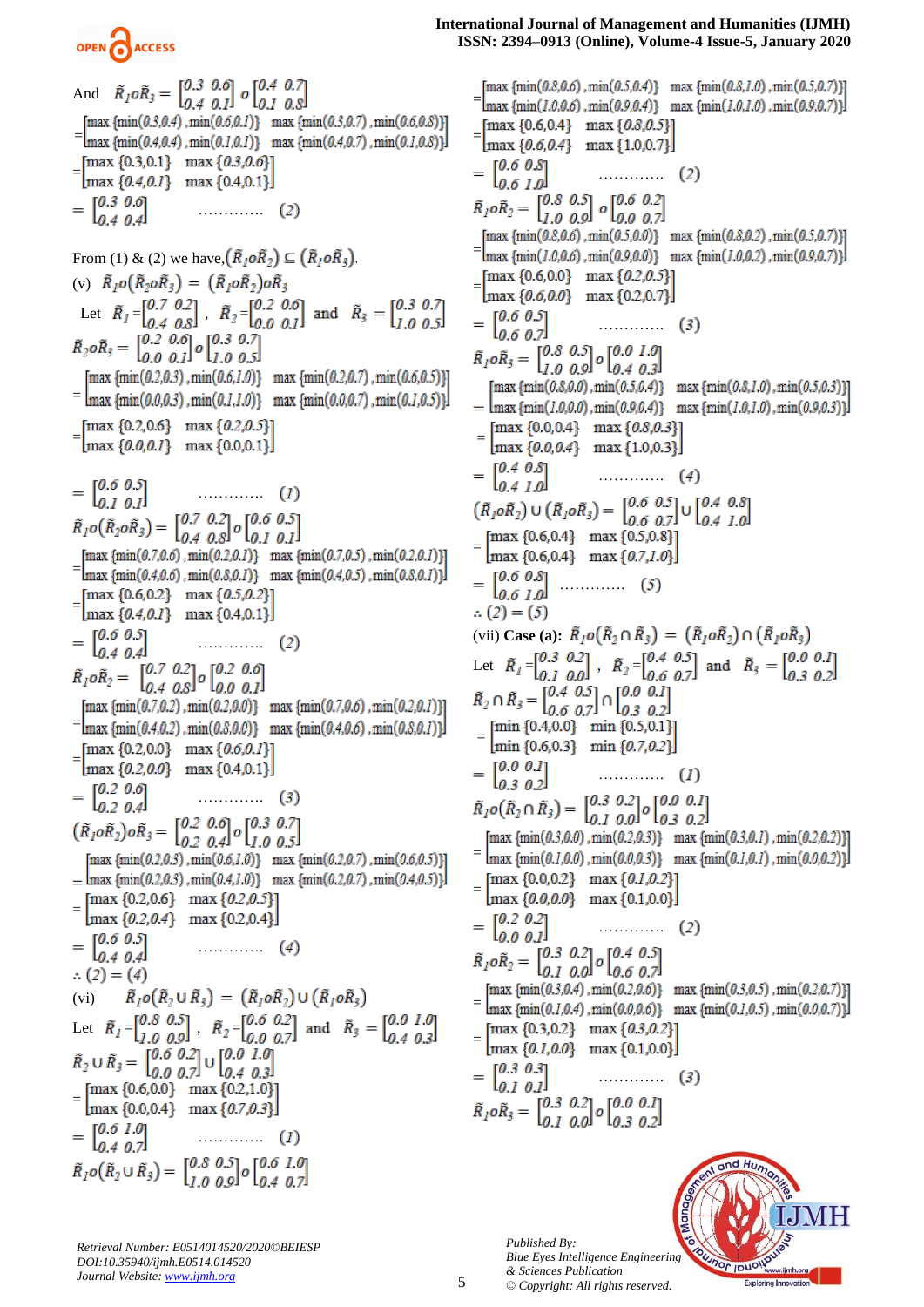And $\tilde{R}_1 o \tilde{R}_3 = \begin{bmatrix} 0.3 & 0.6 \\ 0.4 & 0.1 \end{bmatrix} o \begin{bmatrix} 0.4 & 0.7 \\ 0.1 & 0.8 \end{bmatrix}$

$$= \begin{bmatrix} \max\{\min(0.3,0.4), \min(0.6,0.1)\} & \max\{\min(0.3,0.7), \min(0.6,0.8)\} \\ \max\{\min(0.4,0.4), \min(0.1,0.1)\} & \max\{\min(0.4,0.7), \min(0.1,0.8)\} \end{bmatrix}$$

$$= \begin{bmatrix} \max\{0.3,0.1\} & \max\{0.3,0.6\} \\ \max\{0.4,0.1\} & \max\{0.4,0.1\} \end{bmatrix}$$

$$= \begin{bmatrix} 0.3 & 0.6 \\ 0.4 & 0.4 \end{bmatrix} \quad \ldots\ldots\ldots\ldots \quad (2)$$

From (1) & (2) we have, $(\tilde{R}_1 o \tilde{R}_2) \subseteq (\tilde{R}_1 o \tilde{R}_3)$.

(v) $\tilde{R}_1 o(\tilde{R}_2 o \tilde{R}_3) = (\tilde{R}_1 o \tilde{R}_2) o \tilde{R}_3$

Let $\tilde{R}_1 = \begin{bmatrix} 0.7 & 0.2 \\ 0.4 & 0.8 \end{bmatrix}$, $\tilde{R}_2 = \begin{bmatrix} 0.2 & 0.6 \\ 0.0 & 0.1 \end{bmatrix}$ and $\tilde{R}_3 = \begin{bmatrix} 0.3 & 0.7 \\ 1.0 & 0.5 \end{bmatrix}$

$\tilde{R}_2 o \tilde{R}_3 = \begin{bmatrix} 0.2 & 0.6 \\ 0.0 & 0.1 \end{bmatrix} o \begin{bmatrix} 0.3 & 0.7 \\ 1.0 & 0.5 \end{bmatrix}$

$$= \begin{bmatrix} \max\{\min(0.2,0.3), \min(0.6,1.0)\} & \max\{\min(0.2,0.7), \min(0.6,0.5)\} \\ \max\{\min(0.0,0.3), \min(0.1,1.0)\} & \max\{\min(0.0,0.7), \min(0.1,0.5)\} \end{bmatrix}$$

$$= \begin{bmatrix} \max\{0.2,0.6\} & \max\{0.2,0.5\} \\ \max\{0.0,0.1\} & \max\{0.0,0.1\} \end{bmatrix}$$

$$= \begin{bmatrix} 0.6 & 0.5 \\ 0.1 & 0.1 \end{bmatrix} \quad \ldots\ldots\ldots\ldots \quad (1)$$

$\tilde{R}_1 o(\tilde{R}_2 o \tilde{R}_3) = \begin{bmatrix} 0.7 & 0.2 \\ 0.4 & 0.8 \end{bmatrix} o \begin{bmatrix} 0.6 & 0.5 \\ 0.1 & 0.1 \end{bmatrix}$

$$= \begin{bmatrix} \max\{\min(0.7,0.6), \min(0.2,0.1)\} & \max\{\min(0.7,0.5), \min(0.2,0.1)\} \\ \max\{\min(0.4,0.6), \min(0.8,0.1)\} & \max\{\min(0.4,0.5), \min(0.8,0.1)\} \end{bmatrix}$$

$$= \begin{bmatrix} \max\{0.6,0.2\} & \max\{0.5,0.2\} \\ \max\{0.4,0.1\} & \max\{0.4,0.1\} \end{bmatrix}$$

$$= \begin{bmatrix} 0.6 & 0.5 \\ 0.4 & 0.4 \end{bmatrix} \quad \ldots\ldots\ldots\ldots \quad (2)$$

$\tilde{R}_1 o \tilde{R}_2 = \begin{bmatrix} 0.7 & 0.2 \\ 0.4 & 0.8 \end{bmatrix} o \begin{bmatrix} 0.2 & 0.6 \\ 0.0 & 0.1 \end{bmatrix}$

$$= \begin{bmatrix} \max\{\min(0.7,0.2), \min(0.2,0.0)\} & \max\{\min(0.7,0.6), \min(0.2,0.1)\} \\ \max\{\min(0.4,0.2), \min(0.8,0.0)\} & \max\{\min(0.4,0.6), \min(0.8,0.1)\} \end{bmatrix}$$

$$= \begin{bmatrix} \max\{0.2,0.0\} & \max\{0.6,0.1\} \\ \max\{0.2,0.0\} & \max\{0.4,0.1\} \end{bmatrix}$$

$$= \begin{bmatrix} 0.2 & 0.6 \\ 0.2 & 0.4 \end{bmatrix} \quad \ldots\ldots\ldots\ldots \quad (3)$$

$(\tilde{R}_1 o \tilde{R}_2) o \tilde{R}_3 = \begin{bmatrix} 0.2 & 0.6 \\ 0.2 & 0.4 \end{bmatrix} o \begin{bmatrix} 0.3 & 0.7 \\ 1.0 & 0.5 \end{bmatrix}$

$$= \begin{bmatrix} \max\{\min(0.2,0.3), \min(0.6,1.0)\} & \max\{\min(0.2,0.7), \min(0.6,0.5)\} \\ \max\{\min(0.2,0.3), \min(0.4,1.0)\} & \max\{\min(0.2,0.7), \min(0.4,0.5)\} \end{bmatrix}$$

$$= \begin{bmatrix} \max\{0.2,0.6\} & \max\{0.2,0.5\} \\ \max\{0.2,0.4\} & \max\{0.2,0.4\} \end{bmatrix}$$

$$= \begin{bmatrix} 0.6 & 0.5 \\ 0.4 & 0.4 \end{bmatrix} \quad \ldots\ldots\ldots\ldots \quad (4)$$

$\therefore (2) = (4)$

(vi) $\tilde{R}_1 o(\tilde{R}_2 \cup \tilde{R}_3) = (\tilde{R}_1 o \tilde{R}_2) \cup (\tilde{R}_1 o \tilde{R}_3)$

Let $\tilde{R}_1 = \begin{bmatrix} 0.8 & 0.5 \\ 1.0 & 0.9 \end{bmatrix}$, $\tilde{R}_2 = \begin{bmatrix} 0.6 & 0.2 \\ 0.0 & 0.7 \end{bmatrix}$ and $\tilde{R}_3 = \begin{bmatrix} 0.0 & 1.0 \\ 0.4 & 0.3 \end{bmatrix}$

$\tilde{R}_2 \cup \tilde{R}_3 = \begin{bmatrix} 0.6 & 0.2 \\ 0.0 & 0.7 \end{bmatrix} \cup \begin{bmatrix} 0.0 & 1.0 \\ 0.4 & 0.3 \end{bmatrix}$

$$= \begin{bmatrix} \max\{0.6,0.0\} & \max\{0.2,1.0\} \\ \max\{0.0,0.4\} & \max\{0.7,0.3\} \end{bmatrix}$$

$$= \begin{bmatrix} 0.6 & 1.0 \\ 0.4 & 0.7 \end{bmatrix} \quad \ldots\ldots\ldots\ldots \quad (1)$$

$\tilde{R}_1 o(\tilde{R}_2 \cup \tilde{R}_3) = \begin{bmatrix} 0.8 & 0.5 \\ 1.0 & 0.9 \end{bmatrix} o \begin{bmatrix} 0.6 & 1.0 \\ 0.4 & 0.7 \end{bmatrix}$

$$= \begin{bmatrix} \max\{\min(0.8,0.6), \min(0.5,0.4)\} & \max\{\min(0.8,1.0), \min(0.5,0.7)\} \\ \max\{\min(1.0,0.6), \min(0.9,0.4)\} & \max\{\min(1.0,1.0), \min(0.9,0.7)\} \end{bmatrix}$$

$$= \begin{bmatrix} \max\{0.6,0.4\} & \max\{0.8,0.5\} \\ \max\{0.6,0.4\} & \max\{1.0,0.7\} \end{bmatrix}$$

$$= \begin{bmatrix} 0.6 & 0.8 \\ 0.6 & 1.0 \end{bmatrix} \quad \ldots\ldots\ldots\ldots \quad (2)$$

$\tilde{R}_1 o \tilde{R}_2 = \begin{bmatrix} 0.8 & 0.5 \\ 1.0 & 0.9 \end{bmatrix} o \begin{bmatrix} 0.6 & 0.2 \\ 0.0 & 0.7 \end{bmatrix}$

$$= \begin{bmatrix} \max\{\min(0.8,0.6), \min(0.5,0.0)\} & \max\{\min(0.8,0.2), \min(0.5,0.7)\} \\ \max\{\min(1.0,0.6), \min(0.9,0.0)\} & \max\{\min(1.0,0.2), \min(0.9,0.7)\} \end{bmatrix}$$

$$= \begin{bmatrix} \max\{0.6,0.0\} & \max\{0.2,0.5\} \\ \max\{0.6,0.0\} & \max\{0.2,0.7\} \end{bmatrix}$$

$$= \begin{bmatrix} 0.6 & 0.5 \\ 0.6 & 0.7 \end{bmatrix} \quad \ldots\ldots\ldots\ldots \quad (3)$$

$\tilde{R}_1 o \tilde{R}_3 = \begin{bmatrix} 0.8 & 0.5 \\ 1.0 & 0.9 \end{bmatrix} o \begin{bmatrix} 0.0 & 1.0 \\ 0.4 & 0.3 \end{bmatrix}$

$$= \begin{bmatrix} \max\{\min(0.8,0.0), \min(0.5,0.4)\} & \max\{\min(0.8,1.0), \min(0.5,0.3)\} \\ \max\{\min(1.0,0.0), \min(0.9,0.4)\} & \max\{\min(1.0,1.0), \min(0.9,0.3)\} \end{bmatrix}$$

$$= \begin{bmatrix} \max\{0.0,0.4\} & \max\{0.8,0.3\} \\ \max\{0.0,0.4\} & \max\{1.0,0.3\} \end{bmatrix}$$

$$= \begin{bmatrix} 0.4 & 0.8 \\ 0.4 & 1.0 \end{bmatrix} \quad \ldots\ldots\ldots\ldots \quad (4)$$

$(\tilde{R}_1 o \tilde{R}_2) \cup (\tilde{R}_1 o \tilde{R}_3) = \begin{bmatrix} 0.6 & 0.5 \\ 0.6 & 0.7 \end{bmatrix} \cup \begin{bmatrix} 0.4 & 0.8 \\ 0.4 & 1.0 \end{bmatrix}$

$$= \begin{bmatrix} \max\{0.6,0.4\} & \max\{0.5,0.8\} \\ \max\{0.6,0.4\} & \max\{0.7,1.0\} \end{bmatrix}$$

$$= \begin{bmatrix} 0.6 & 0.8 \\ 0.6 & 1.0 \end{bmatrix} \quad \ldots\ldots\ldots\ldots \quad (5)$$

$\therefore (2) = (5)$

(vii) **Case (a):** $\tilde{R}_1 o(\tilde{R}_2 \cap \tilde{R}_3) = (\tilde{R}_1 o \tilde{R}_2) \cap (\tilde{R}_1 o \tilde{R}_3)$

Let $\tilde{R}_1 = \begin{bmatrix} 0.3 & 0.2 \\ 0.1 & 0.0 \end{bmatrix}$, $\tilde{R}_2 = \begin{bmatrix} 0.4 & 0.5 \\ 0.6 & 0.7 \end{bmatrix}$ and $\tilde{R}_3 = \begin{bmatrix} 0.0 & 0.1 \\ 0.3 & 0.2 \end{bmatrix}$

$\tilde{R}_2 \cap \tilde{R}_3 = \begin{bmatrix} 0.4 & 0.5 \\ 0.6 & 0.7 \end{bmatrix} \cap \begin{bmatrix} 0.0 & 0.1 \\ 0.3 & 0.2 \end{bmatrix}$

$$= \begin{bmatrix} \min\{0.4,0.0\} & \min\{0.5,0.1\} \\ \min\{0.6,0.3\} & \min\{0.7,0.2\} \end{bmatrix}$$

$$= \begin{bmatrix} 0.0 & 0.1 \\ 0.3 & 0.2 \end{bmatrix} \quad \ldots\ldots\ldots\ldots \quad (1)$$

$\tilde{R}_1 o(\tilde{R}_2 \cap \tilde{R}_3) = \begin{bmatrix} 0.3 & 0.2 \\ 0.1 & 0.0 \end{bmatrix} o \begin{bmatrix} 0.0 & 0.1 \\ 0.3 & 0.2 \end{bmatrix}$

$$= \begin{bmatrix} \max\{\min(0.3,0.0), \min(0.2,0.3)\} & \max\{\min(0.3,0.1), \min(0.2,0.2)\} \\ \max\{\min(0.1,0.0), \min(0.0,0.3)\} & \max\{\min(0.1,0.1), \min(0.0,0.2)\} \end{bmatrix}$$

$$= \begin{bmatrix} \max\{0.0,0.2\} & \max\{0.1,0.2\} \\ \max\{0.0,0.0\} & \max\{0.1,0.0\} \end{bmatrix}$$

$$= \begin{bmatrix} 0.2 & 0.2 \\ 0.0 & 0.1 \end{bmatrix} \quad \ldots\ldots\ldots\ldots \quad (2)$$

$\tilde{R}_1 o \tilde{R}_2 = \begin{bmatrix} 0.3 & 0.2 \\ 0.1 & 0.0 \end{bmatrix} o \begin{bmatrix} 0.4 & 0.5 \\ 0.6 & 0.7 \end{bmatrix}$

$$= \begin{bmatrix} \max\{\min(0.3,0.4), \min(0.2,0.6)\} & \max\{\min(0.3,0.5), \min(0.2,0.7)\} \\ \max\{\min(0.1,0.4), \min(0.0,0.6)\} & \max\{\min(0.1,0.5), \min(0.0,0.7)\} \end{bmatrix}$$

$$= \begin{bmatrix} \max\{0.3,0.2\} & \max\{0.3,0.2\} \\ \max\{0.1,0.0\} & \max\{0.1,0.0\} \end{bmatrix}$$

$$= \begin{bmatrix} 0.3 & 0.3 \\ 0.1 & 0.1 \end{bmatrix} \quad \ldots\ldots\ldots\ldots \quad (3)$$

$\tilde{R}_1 o \tilde{R}_3 = \begin{bmatrix} 0.3 & 0.2 \\ 0.1 & 0.0 \end{bmatrix} o \begin{bmatrix} 0.0 & 0.1 \\ 0.3 & 0.2 \end{bmatrix}$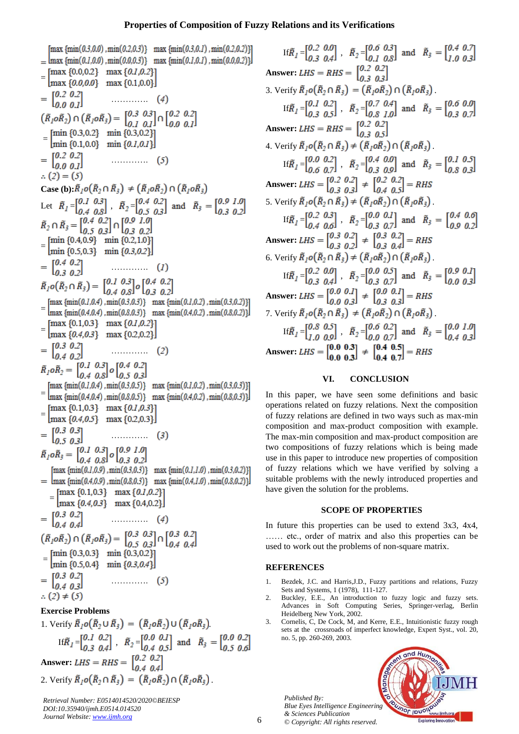$$= \begin{bmatrix} \max\{\min(0.3,0.0),\min(0.2,0.3)\} & \max\{\min(0.3,0.1),\min(0.2,0.2)\} \\ \max\{\min(0.1,0.0),\min(0.0,0.3)\} & \max\{\min(0.1,0.1),\min(0.0,0.2)\} \end{bmatrix}$$

$$= \begin{bmatrix} \max\{0.0,0.2\} & \max\{0.1,0.2\} \\ \max\{0.0,0.0\} & \max\{0.1,0.0\} \end{bmatrix}$$

$$= \begin{bmatrix} 0.2 & 0.2 \\ 0.0 & 0.1 \end{bmatrix} \quad \ldots\ldots\ldots\ldots (4)$$

$$(\tilde{R}_1 o \tilde{R}_2) \cap (\tilde{R}_1 o \tilde{R}_3) = \begin{bmatrix} 0.3 & 0.3 \\ 0.1 & 0.1 \end{bmatrix} \cap \begin{bmatrix} 0.2 & 0.2 \\ 0.0 & 0.1 \end{bmatrix}$$

$$= \begin{bmatrix} \min\{0.3,0.2\} & \min\{0.3,0.2\} \\ \min\{0.1,0.0\} & \min\{0.1,0.1\} \end{bmatrix}$$

$$= \begin{bmatrix} 0.2 & 0.2 \\ 0.0 & 0.1 \end{bmatrix} \quad \ldots\ldots\ldots\ldots (5)$$

$\therefore (2) = (5)$

**Case (b):** $\tilde{R}_1 o (\tilde{R}_2 \cap \tilde{R}_3) \neq (\tilde{R}_1 o \tilde{R}_2) \cap (\tilde{R}_1 o \tilde{R}_3)$

Let $\tilde{R}_1 = \begin{bmatrix} 0.1 & 0.3 \\ 0.4 & 0.8 \end{bmatrix}$, $\tilde{R}_2 = \begin{bmatrix} 0.4 & 0.2 \\ 0.5 & 0.3 \end{bmatrix}$ and $\tilde{R}_3 = \begin{bmatrix} 0.9 & 1.0 \\ 0.3 & 0.2 \end{bmatrix}$

$$\tilde{R}_2 \cap \tilde{R}_3 = \begin{bmatrix} 0.4 & 0.2 \\ 0.5 & 0.3 \end{bmatrix} \cap \begin{bmatrix} 0.9 & 1.0 \\ 0.3 & 0.2 \end{bmatrix}$$

$$= \begin{bmatrix} \min\{0.4,0.9\} & \min\{0.2,1.0\} \\ \min\{0.5,0.3\} & \min\{0.3,0.2\} \end{bmatrix}$$

$$= \begin{bmatrix} 0.4 & 0.2 \\ 0.3 & 0.2 \end{bmatrix} \quad \ldots\ldots\ldots\ldots (1)$$

$$\tilde{R}_1 o (\tilde{R}_2 \cap \tilde{R}_3) = \begin{bmatrix} 0.1 & 0.3 \\ 0.4 & 0.8 \end{bmatrix} o \begin{bmatrix} 0.4 & 0.2 \\ 0.3 & 0.2 \end{bmatrix}$$

$$= \begin{bmatrix} \max\{\min(0.1,0.4),\min(0.3,0.3)\} & \max\{\min(0.1,0.2),\min(0.3,0.2)\} \\ \max\{\min(0.4,0.4),\min(0.8,0.3)\} & \max\{\min(0.4,0.2),\min(0.8,0.2)\} \end{bmatrix}$$

$$= \begin{bmatrix} \max\{0.1,0.3\} & \max\{0.1,0.2\} \\ \max\{0.4,0.3\} & \max\{0.2,0.2\} \end{bmatrix}$$

$$= \begin{bmatrix} 0.3 & 0.2 \\ 0.4 & 0.2 \end{bmatrix} \quad \ldots\ldots\ldots\ldots (2)$$

$$\tilde{R}_1 o \tilde{R}_2 = \begin{bmatrix} 0.1 & 0.3 \\ 0.4 & 0.8 \end{bmatrix} o \begin{bmatrix} 0.4 & 0.2 \\ 0.5 & 0.3 \end{bmatrix}$$

$$= \begin{bmatrix} \max\{\min(0.1,0.4),\min(0.3,0.5)\} & \max\{\min(0.1,0.2),\min(0.3,0.3)\} \\ \max\{\min(0.4,0.4),\min(0.8,0.5)\} & \max\{\min(0.4,0.2),\min(0.8,0.3)\} \end{bmatrix}$$

$$= \begin{bmatrix} \max\{0.1,0.3\} & \max\{0.1,0.3\} \\ \max\{0.4,0.5\} & \max\{0.2,0.3\} \end{bmatrix}$$

$$= \begin{bmatrix} 0.3 & 0.3 \\ 0.5 & 0.3 \end{bmatrix} \quad \ldots\ldots\ldots\ldots (3)$$

$$\tilde{R}_1 o \tilde{R}_3 = \begin{bmatrix} 0.1 & 0.3 \\ 0.4 & 0.8 \end{bmatrix} o \begin{bmatrix} 0.9 & 1.0 \\ 0.3 & 0.2 \end{bmatrix}$$

$$= \begin{bmatrix} \max\{\min(0.1,0.9),\min(0.3,0.3)\} & \max\{\min(0.1,1.0),\min(0.3,0.2)\} \\ \max\{\min(0.4,0.9),\min(0.8,0.3)\} & \max\{\min(0.4,1.0),\min(0.8,0.2)\} \end{bmatrix}$$

$$= \begin{bmatrix} \max\{0.1,0.3\} & \max\{0.1,0.2\} \\ \max\{0.4,0.3\} & \max\{0.4,0.2\} \end{bmatrix}$$

$$= \begin{bmatrix} 0.3 & 0.2 \\ 0.4 & 0.4 \end{bmatrix} \quad \ldots\ldots\ldots\ldots (4)$$

$$(\tilde{R}_1 o \tilde{R}_2) \cap (\tilde{R}_1 o \tilde{R}_3) = \begin{bmatrix} 0.3 & 0.3 \\ 0.5 & 0.3 \end{bmatrix} \cap \begin{bmatrix} 0.3 & 0.2 \\ 0.4 & 0.4 \end{bmatrix}$$

$$= \begin{bmatrix} \min\{0.3,0.3\} & \min\{0.3,0.2\} \\ \min\{0.5,0.4\} & \min\{0.3,0.4\} \end{bmatrix}$$

$$= \begin{bmatrix} 0.3 & 0.2 \\ 0.4 & 0.3 \end{bmatrix} \quad \ldots\ldots\ldots\ldots (5)$$

$\therefore (2) \neq (5)$

**Exercise Problems**

1. Verify $\tilde{R}_1 o (\tilde{R}_2 \cup \tilde{R}_3) = (\tilde{R}_1 o \tilde{R}_2) \cup (\tilde{R}_1 o \tilde{R}_3)$.

   If $\tilde{R}_1 = \begin{bmatrix} 0.1 & 0.2 \\ 0.3 & 0.4 \end{bmatrix}$, $\tilde{R}_2 = \begin{bmatrix} 0.0 & 0.1 \\ 0.4 & 0.5 \end{bmatrix}$ and $\tilde{R}_3 = \begin{bmatrix} 0.0 & 0.2 \\ 0.5 & 0.6 \end{bmatrix}$

   **Answer:** $LHS = RHS = \begin{bmatrix} 0.2 & 0.2 \\ 0.4 & 0.4 \end{bmatrix}$

2. Verify $\tilde{R}_1 o (\tilde{R}_2 \cap \tilde{R}_3) = (\tilde{R}_1 o \tilde{R}_2) \cap (\tilde{R}_1 o \tilde{R}_3)$.

   If $\tilde{R}_1 = \begin{bmatrix} 0.2 & 0.0 \\ 0.3 & 0.4 \end{bmatrix}$, $\tilde{R}_2 = \begin{bmatrix} 0.6 & 0.3 \\ 0.1 & 0.8 \end{bmatrix}$ and $\tilde{R}_3 = \begin{bmatrix} 0.4 & 0.7 \\ 1.0 & 0.3 \end{bmatrix}$

   **Answer:** $LHS = RHS = \begin{bmatrix} 0.2 & 0.2 \\ 0.3 & 0.3 \end{bmatrix}$

3. Verify $\tilde{R}_1 o (\tilde{R}_2 \cap \tilde{R}_3) = (\tilde{R}_1 o \tilde{R}_2) \cap (\tilde{R}_1 o \tilde{R}_3)$.

   If $\tilde{R}_1 = \begin{bmatrix} 0.1 & 0.2 \\ 0.3 & 0.5 \end{bmatrix}$, $\tilde{R}_2 = \begin{bmatrix} 0.7 & 0.4 \\ 0.8 & 1.0 \end{bmatrix}$ and $\tilde{R}_3 = \begin{bmatrix} 0.6 & 0.0 \\ 0.3 & 0.7 \end{bmatrix}$

   **Answer:** $LHS = RHS = \begin{bmatrix} 0.2 & 0.2 \\ 0.3 & 0.5 \end{bmatrix}$

4. Verify $\tilde{R}_1 o (\tilde{R}_2 \cap \tilde{R}_3) \neq (\tilde{R}_1 o \tilde{R}_2) \cap (\tilde{R}_1 o \tilde{R}_3)$.

   If $\tilde{R}_1 = \begin{bmatrix} 0.0 & 0.2 \\ 0.6 & 0.7 \end{bmatrix}$, $\tilde{R}_2 = \begin{bmatrix} 0.4 & 0.0 \\ 0.3 & 0.9 \end{bmatrix}$ and $\tilde{R}_3 = \begin{bmatrix} 0.1 & 0.5 \\ 0.8 & 0.3 \end{bmatrix}$

   **Answer:** $LHS = \begin{bmatrix} 0.2 & 0.2 \\ 0.3 & 0.3 \end{bmatrix} \neq \begin{bmatrix} 0.2 & 0.2 \\ 0.4 & 0.5 \end{bmatrix} = RHS$

5. Verify $\tilde{R}_1 o (\tilde{R}_2 \cap \tilde{R}_3) \neq (\tilde{R}_1 o \tilde{R}_2) \cap (\tilde{R}_1 o \tilde{R}_3)$.

   If $\tilde{R}_1 = \begin{bmatrix} 0.2 & 0.3 \\ 0.4 & 0.6 \end{bmatrix}$, $\tilde{R}_2 = \begin{bmatrix} 0.0 & 0.1 \\ 0.3 & 0.7 \end{bmatrix}$ and $\tilde{R}_3 = \begin{bmatrix} 0.4 & 0.6 \\ 0.9 & 0.2 \end{bmatrix}$

   **Answer:** $LHS = \begin{bmatrix} 0.3 & 0.2 \\ 0.3 & 0.2 \end{bmatrix} \neq \begin{bmatrix} 0.3 & 0.2 \\ 0.3 & 0.4 \end{bmatrix} = RHS$

6. Verify $\tilde{R}_1 o (\tilde{R}_2 \cap \tilde{R}_3) \neq (\tilde{R}_1 o \tilde{R}_2) \cap (\tilde{R}_1 o \tilde{R}_3)$.

   If $\tilde{R}_1 = \begin{bmatrix} 0.2 & 0.0 \\ 0.3 & 0.4 \end{bmatrix}$, $\tilde{R}_2 = \begin{bmatrix} 0.0 & 0.5 \\ 0.3 & 0.7 \end{bmatrix}$ and $\tilde{R}_3 = \begin{bmatrix} 0.9 & 0.1 \\ 0.0 & 0.3 \end{bmatrix}$

   **Answer:** $LHS = \begin{bmatrix} 0.0 & 0.1 \\ 0.0 & 0.3 \end{bmatrix} \neq \begin{bmatrix} 0.0 & 0.1 \\ 0.3 & 0.3 \end{bmatrix} = RHS$

7. Verify $\tilde{R}_1 o (\tilde{R}_2 \cap \tilde{R}_3) \neq (\tilde{R}_1 o \tilde{R}_2) \cap (\tilde{R}_1 o \tilde{R}_3)$.

   If $\tilde{R}_1 = \begin{bmatrix} 0.8 & 0.5 \\ 1.0 & 0.9 \end{bmatrix}$, $\tilde{R}_2 = \begin{bmatrix} 0.6 & 0.2 \\ 0.0 & 0.7 \end{bmatrix}$ and $\tilde{R}_3 = \begin{bmatrix} 0.0 & 1.0 \\ 0.4 & 0.3 \end{bmatrix}$

   **Answer:** $LHS = \begin{bmatrix} 0.0 & 0.3 \\ 0.0 & 0.3 \end{bmatrix} \neq \begin{bmatrix} 0.4 & 0.5 \\ 0.4 & 0.7 \end{bmatrix} = RHS$

## VI. CONCLUSION

In this paper, we have seen some definitions and basic operations related on fuzzy relations. Next the composition of fuzzy relations are defined in two ways such as max-min composition and max-product composition with example. The max-min composition and max-product composition are two compositions of fuzzy relations which is being made use in this paper to introduce new properties of composition of fuzzy relations which we have verified by solving a suitable problems with the newly introduced properties and have given the solution for the problems.

## SCOPE OF PROPERTIES

In future this properties can be used to extend 3x3, 4x4, …… etc., order of matrix and also this properties can be used to work out the problems of non-square matrix.

## REFERENCES

1. Bezdek, J.C. and Harris,J.D., Fuzzy partitions and relations, Fuzzy Sets and Systems, 1 (1978), 111-127.
2. Buckley, E.E., An introduction to fuzzy logic and fuzzy sets. Advances in Soft Computing Series, Springer-verlag, Berlin Heidelberg New York, 2002.
3. Cornelis, C, De Cock, M, and Kerre, E.E., Intuitionistic fuzzy rough sets at the crossroads of imperfect knowledge, Expert Syst., vol. 20, no. 5, pp. 260-269, 2003.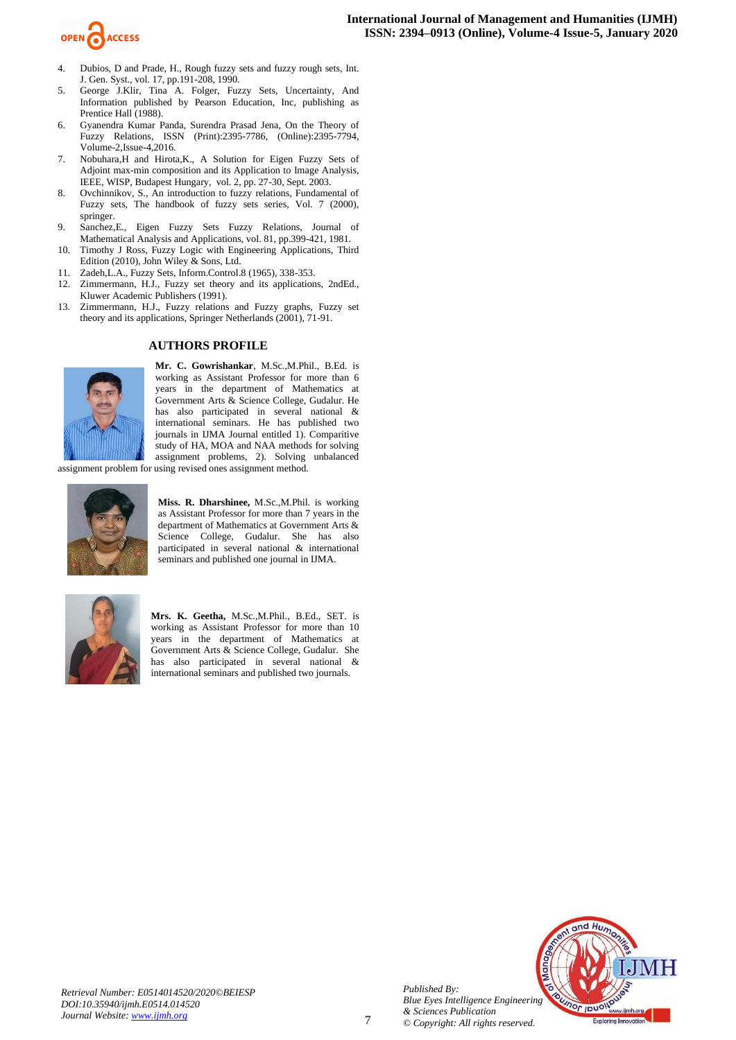4. Dubios, D and Prade, H., Rough fuzzy sets and fuzzy rough sets, Int. J. Gen. Syst., vol. 17, pp.191-208, 1990.
5. George J.Klir, Tina A. Folger, Fuzzy Sets, Uncertainty, And Information published by Pearson Education, Inc, publishing as Prentice Hall (1988).
6. Gyanendra Kumar Panda, Surendra Prasad Jena, On the Theory of Fuzzy Relations, ISSN (Print):2395-7786, (Online):2395-7794, Volume-2,Issue-4,2016.
7. Nobuhara,H and Hirota,K., A Solution for Eigen Fuzzy Sets of Adjoint max-min composition and its Application to Image Analysis, IEEE, WISP, Budapest Hungary, vol. 2, pp. 27-30, Sept. 2003.
8. Ovchinnikov, S., An introduction to fuzzy relations, Fundamental of Fuzzy sets, The handbook of fuzzy sets series, Vol. 7 (2000), springer.
9. Sanchez,E., Eigen Fuzzy Sets Fuzzy Relations, Journal of Mathematical Analysis and Applications, vol. 81, pp.399-421, 1981.
10. Timothy J Ross, Fuzzy Logic with Engineering Applications, Third Edition (2010), John Wiley & Sons, Ltd.
11. Zadeh,L.A., Fuzzy Sets, Inform.Control.8 (1965), 338-353.
12. Zimmermann, H.J., Fuzzy set theory and its applications, 2ndEd., Kluwer Academic Publishers (1991).
13. Zimmermann, H.J., Fuzzy relations and Fuzzy graphs, Fuzzy set theory and its applications, Springer Netherlands (2001), 71-91.

## AUTHORS PROFILE

**Mr. C. Gowrishankar**, M.Sc.,M.Phil., B.Ed. is working as Assistant Professor for more than 6 years in the department of Mathematics at Government Arts & Science College, Gudalur. He has also participated in several national & international seminars. He has published two journals in IJMA Journal entitled 1). Comparitive study of HA, MOA and NAA methods for solving assignment problems, 2). Solving unbalanced assignment problem for using revised ones assignment method.

**Miss. R. Dharshinee,** M.Sc.,M.Phil. is working as Assistant Professor for more than 7 years in the department of Mathematics at Government Arts & Science College, Gudalur. She has also participated in several national & international seminars and published one journal in IJMA.

**Mrs. K. Geetha,** M.Sc.,M.Phil., B.Ed., SET. is working as Assistant Professor for more than 10 years in the department of Mathematics at Government Arts & Science College, Gudalur. She has also participated in several national & international seminars and published two journals.